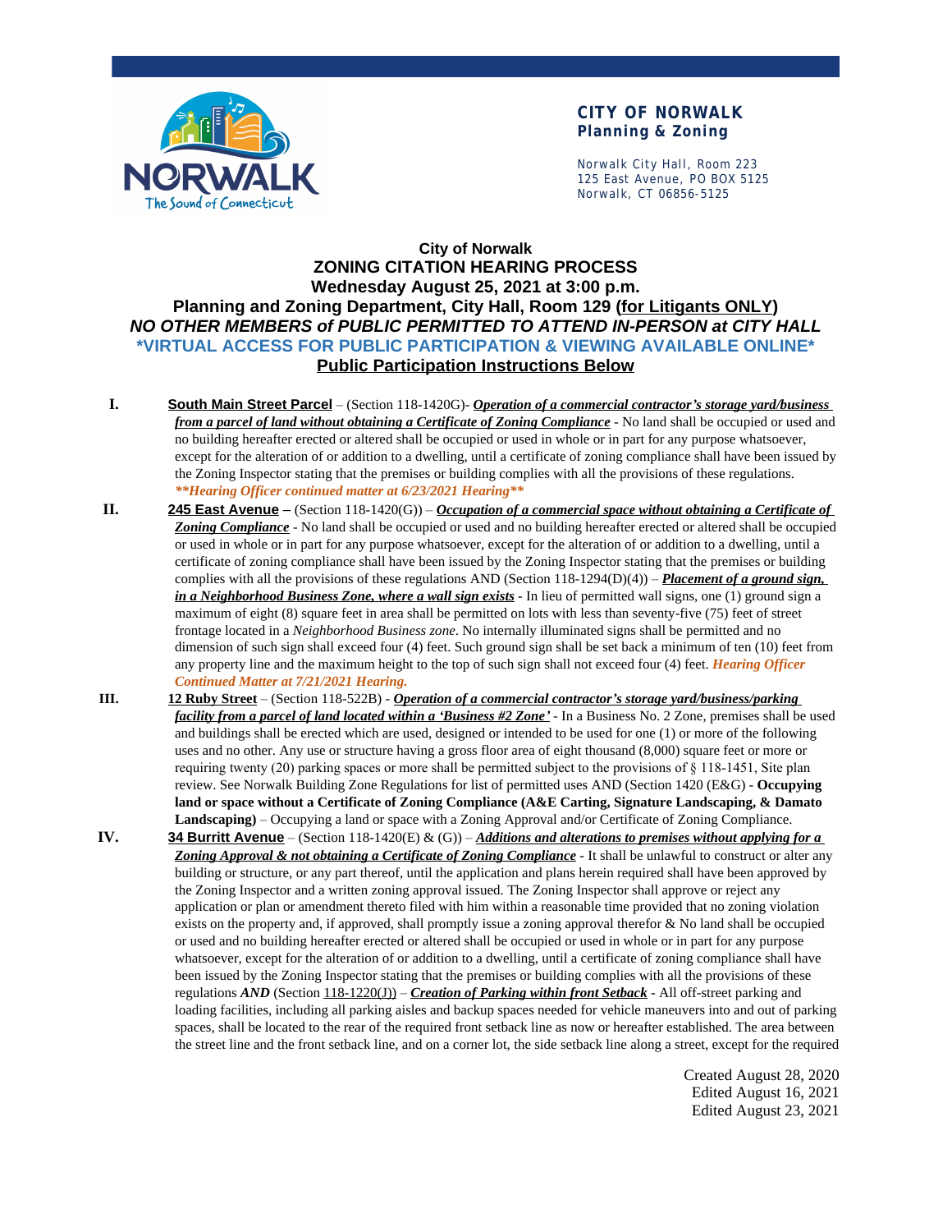**CITY OF NORWALK**
**Planning & Zoning**

Norwalk City Hall, Room 223
125 East Avenue, PO BOX 5125
Norwalk, CT 06856-5125

# City of Norwalk
# ZONING CITATION HEARING PROCESS
## Wednesday August 25, 2021 at 3:00 p.m.
## Planning and Zoning Department, City Hall, Room 129 (for Litigants ONLY)
### *NO OTHER MEMBERS of PUBLIC PERMITTED TO ATTEND IN-PERSON at CITY HALL*
### *VIRTUAL ACCESS FOR PUBLIC PARTICIPATION & VIEWING AVAILABLE ONLINE*
### Public Participation Instructions Below

**I.** **South Main Street Parcel** – (Section 118-1420G)- ***Operation of a commercial contractor's storage yard/business from a parcel of land without obtaining a Certificate of Zoning Compliance*** - No land shall be occupied or used and no building hereafter erected or altered shall be occupied or used in whole or in part for any purpose whatsoever, except for the alteration of or addition to a dwelling, until a certificate of zoning compliance shall have been issued by the Zoning Inspector stating that the premises or building complies with all the provisions of these regulations. ***\*\*Hearing Officer continued matter at 6/23/2021 Hearing\*\****

**II.** **245 East Avenue** – (Section 118-1420(G)) – ***Occupation of a commercial space without obtaining a Certificate of Zoning Compliance*** - No land shall be occupied or used and no building hereafter erected or altered shall be occupied or used in whole or in part for any purpose whatsoever, except for the alteration of or addition to a dwelling, until a certificate of zoning compliance shall have been issued by the Zoning Inspector stating that the premises or building complies with all the provisions of these regulations AND (Section 118-1294(D)(4)) – ***Placement of a ground sign, in a Neighborhood Business Zone, where a wall sign exists*** - In lieu of permitted wall signs, one (1) ground sign a maximum of eight (8) square feet in area shall be permitted on lots with less than seventy-five (75) feet of street frontage located in a *Neighborhood Business zone*. No internally illuminated signs shall be permitted and no dimension of such sign shall exceed four (4) feet. Such ground sign shall be set back a minimum of ten (10) feet from any property line and the maximum height to the top of such sign shall not exceed four (4) feet. ***Hearing Officer Continued Matter at 7/21/2021 Hearing.***

**III.** **12 Ruby Street** – (Section 118-522B) - ***Operation of a commercial contractor's storage yard/business/parking facility from a parcel of land located within a 'Business #2 Zone'*** - In a Business No. 2 Zone, premises shall be used and buildings shall be erected which are used, designed or intended to be used for one (1) or more of the following uses and no other. Any use or structure having a gross floor area of eight thousand (8,000) square feet or more or requiring twenty (20) parking spaces or more shall be permitted subject to the provisions of § 118-1451, Site plan review. See Norwalk Building Zone Regulations for list of permitted uses AND (Section 1420 (E&G) - **Occupying land or space without a Certificate of Zoning Compliance (A&E Carting, Signature Landscaping, & Damato Landscaping)** – Occupying a land or space with a Zoning Approval and/or Certificate of Zoning Compliance.

**IV.** **34 Burritt Avenue** – (Section 118-1420(E) & (G)) – ***Additions and alterations to premises without applying for a Zoning Approval & not obtaining a Certificate of Zoning Compliance*** - It shall be unlawful to construct or alter any building or structure, or any part thereof, until the application and plans herein required shall have been approved by the Zoning Inspector and a written zoning approval issued. The Zoning Inspector shall approve or reject any application or plan or amendment thereto filed with him within a reasonable time provided that no zoning violation exists on the property and, if approved, shall promptly issue a zoning approval therefor & No land shall be occupied or used and no building hereafter erected or altered shall be occupied or used in whole or in part for any purpose whatsoever, except for the alteration of or addition to a dwelling, until a certificate of zoning compliance shall have been issued by the Zoning Inspector stating that the premises or building complies with all the provisions of these regulations ***AND*** (Section 118-1220(J)) – ***Creation of Parking within front Setback*** - All off-street parking and loading facilities, including all parking aisles and backup spaces needed for vehicle maneuvers into and out of parking spaces, shall be located to the rear of the required front setback line as now or hereafter established. The area between the street line and the front setback line, and on a corner lot, the side setback line along a street, except for the required

Created August 28, 2020
Edited August 16, 2021
Edited August 23, 2021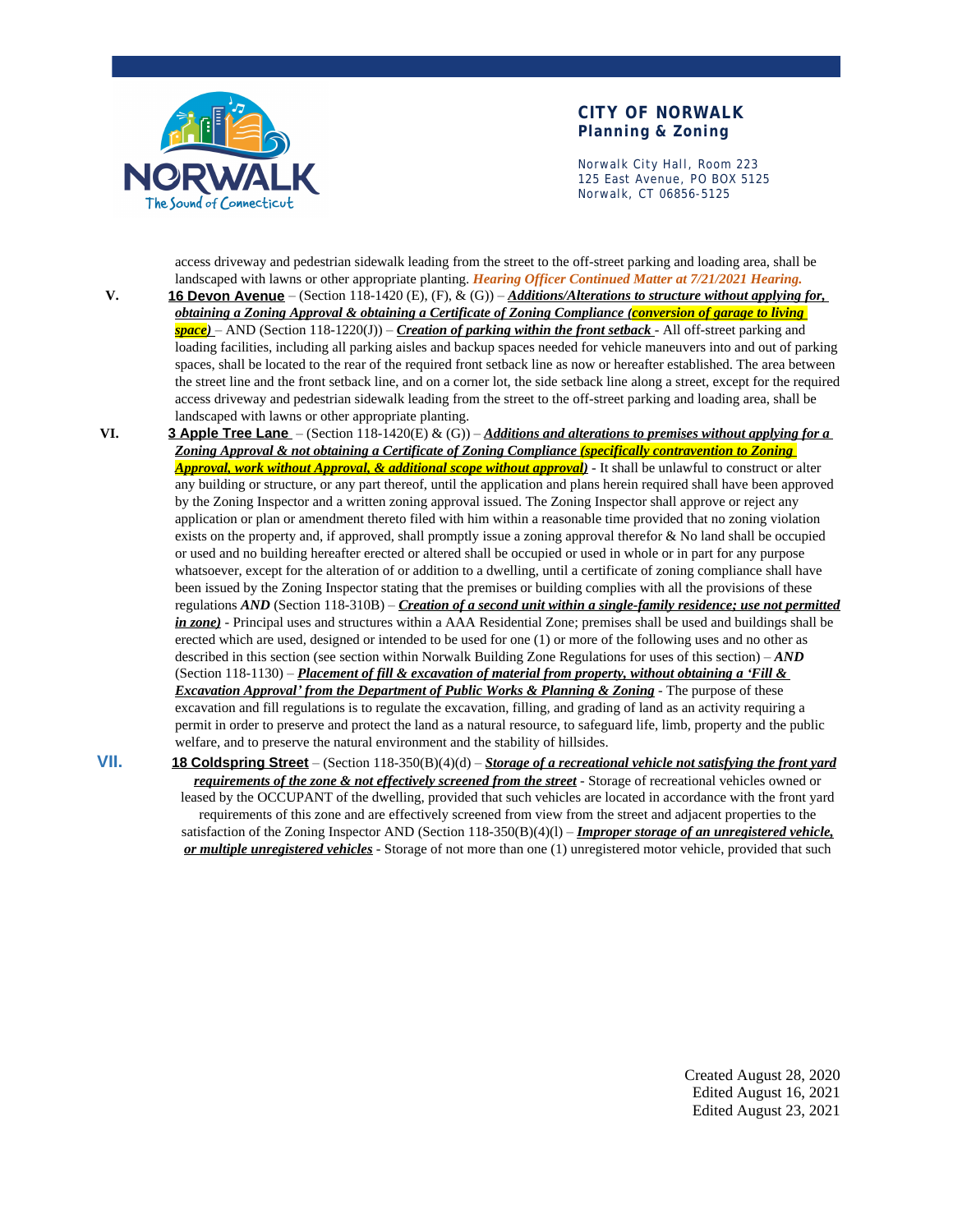**CITY OF NORWALK**
**Planning & Zoning**

Norwalk City Hall, Room 223
125 East Avenue, PO BOX 5125
Norwalk, CT 06856-5125

access driveway and pedestrian sidewalk leading from the street to the off-street parking and loading area, shall be landscaped with lawns or other appropriate planting. ***Hearing Officer Continued Matter at 7/21/2021 Hearing.***

**V.** **16 Devon Avenue** – (Section 118-1420 (E), (F), & (G)) – ***Additions/Alterations to structure without applying for, obtaining a Zoning Approval & obtaining a Certificate of Zoning Compliance (conversion of garage to living space)*** – AND (Section 118-1220(J)) – ***Creation of parking within the front setback*** - All off-street parking and loading facilities, including all parking aisles and backup spaces needed for vehicle maneuvers into and out of parking spaces, shall be located to the rear of the required front setback line as now or hereafter established. The area between the street line and the front setback line, and on a corner lot, the side setback line along a street, except for the required access driveway and pedestrian sidewalk leading from the street to the off-street parking and loading area, shall be landscaped with lawns or other appropriate planting.

**VI.** **3 Apple Tree Lane** – (Section 118-1420(E) & (G)) – ***Additions and alterations to premises without applying for a Zoning Approval & not obtaining a Certificate of Zoning Compliance (specifically contravention to Zoning Approval, work without Approval, & additional scope without approval)*** - It shall be unlawful to construct or alter any building or structure, or any part thereof, until the application and plans herein required shall have been approved by the Zoning Inspector and a written zoning approval issued. The Zoning Inspector shall approve or reject any application or plan or amendment thereto filed with him within a reasonable time provided that no zoning violation exists on the property and, if approved, shall promptly issue a zoning approval therefor & No land shall be occupied or used and no building hereafter erected or altered shall be occupied or used in whole or in part for any purpose whatsoever, except for the alteration of or addition to a dwelling, until a certificate of zoning compliance shall have been issued by the Zoning Inspector stating that the premises or building complies with all the provisions of these regulations ***AND*** (Section 118-310B) – ***Creation of a second unit within a single-family residence; use not permitted in zone)*** - Principal uses and structures within a AAA Residential Zone; premises shall be used and buildings shall be erected which are used, designed or intended to be used for one (1) or more of the following uses and no other as described in this section (see section within Norwalk Building Zone Regulations for uses of this section) – ***AND*** (Section 118-1130) – ***Placement of fill & excavation of material from property, without obtaining a 'Fill & Excavation Approval' from the Department of Public Works & Planning & Zoning*** - The purpose of these excavation and fill regulations is to regulate the excavation, filling, and grading of land as an activity requiring a permit in order to preserve and protect the land as a natural resource, to safeguard life, limb, property and the public welfare, and to preserve the natural environment and the stability of hillsides.

**VII.** **18 Coldspring Street** – (Section 118-350(B)(4)(d) – ***Storage of a recreational vehicle not satisfying the front yard requirements of the zone & not effectively screened from the street*** - Storage of recreational vehicles owned or leased by the OCCUPANT of the dwelling, provided that such vehicles are located in accordance with the front yard requirements of this zone and are effectively screened from view from the street and adjacent properties to the satisfaction of the Zoning Inspector AND (Section 118-350(B)(4)(l) – ***Improper storage of an unregistered vehicle, or multiple unregistered vehicles*** - Storage of not more than one (1) unregistered motor vehicle, provided that such

Created August 28, 2020
Edited August 16, 2021
Edited August 23, 2021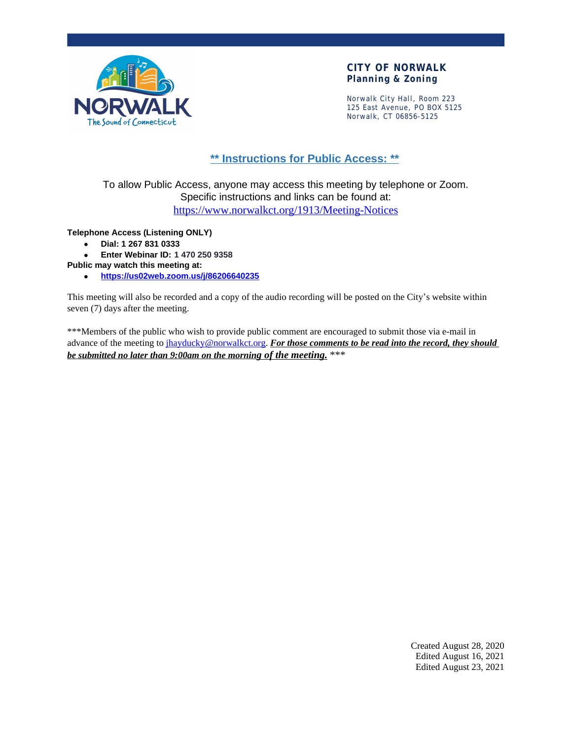**CITY OF NORWALK**
**Planning & Zoning**

Norwalk City Hall, Room 223
125 East Avenue, PO BOX 5125
Norwalk, CT 06856-5125

## ** Instructions for Public Access: **

To allow Public Access, anyone may access this meeting by telephone or Zoom.
Specific instructions and links can be found at:
https://www.norwalkct.org/1913/Meeting-Notices

**Telephone Access (Listening ONLY)**

- **Dial: 1 267 831 0333**
- **Enter Webinar ID: 1 470 250 9358**

**Public may watch this meeting at:**

- **https://us02web.zoom.us/j/86206640235**

This meeting will also be recorded and a copy of the audio recording will be posted on the City's website within seven (7) days after the meeting.

***Members of the public who wish to provide public comment are encouraged to submit those via e-mail in advance of the meeting to jhayducky@norwalkct.org. ***For those comments to be read into the record, they should be submitted no later than 9:00am on the morning of the meeting.*** ***

Created August 28, 2020
Edited August 16, 2021
Edited August 23, 2021